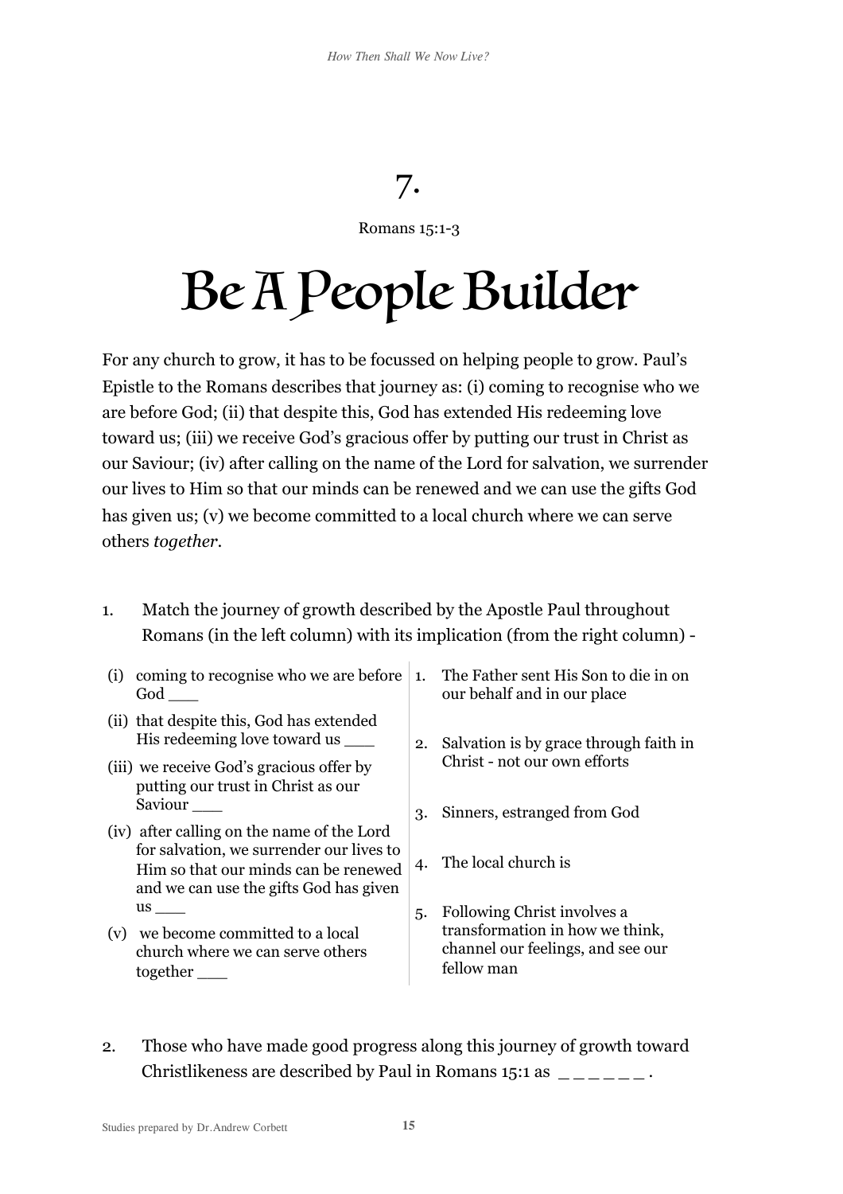# 7.

Romans 15:1-3

# Be A People Builder

For any church to grow, it has to be focussed on helping people to grow. Paul's Epistle to the Romans describes that journey as: (i) coming to recognise who we are before God; (ii) that despite this, God has extended His redeeming love toward us; (iii) we receive God's gracious offer by putting our trust in Christ as our Saviour; (iv) after calling on the name of the Lord for salvation, we surrender our lives to Him so that our minds can be renewed and we can use the gifts God has given us; (v) we become committed to a local church where we can serve others *together*.

1. Match the journey of growth described by the Apostle Paul throughout Romans (in the left column) with its implication (from the right column) -

| | |
|---|---|
| (i) coming to recognise who we are before God ___ | 1. The Father sent His Son to die in on our behalf and in our place |
| (ii) that despite this, God has extended His redeeming love toward us ___ | 2. Salvation is by grace through faith in Christ - not our own efforts |
| (iii) we receive God's gracious offer by putting our trust in Christ as our Saviour ___ | 3. Sinners, estranged from God |
| (iv) after calling on the name of the Lord for salvation, we surrender our lives to Him so that our minds can be renewed and we can use the gifts God has given us ___ | 4. The local church is |
| (v) we become committed to a local church where we can serve others together ___ | 5. Following Christ involves a transformation in how we think, channel our feelings, and see our fellow man |

2. Those who have made good progress along this journey of growth toward Christlikeness are described by Paul in Romans 15:1 as _ _ _ _ _ _ .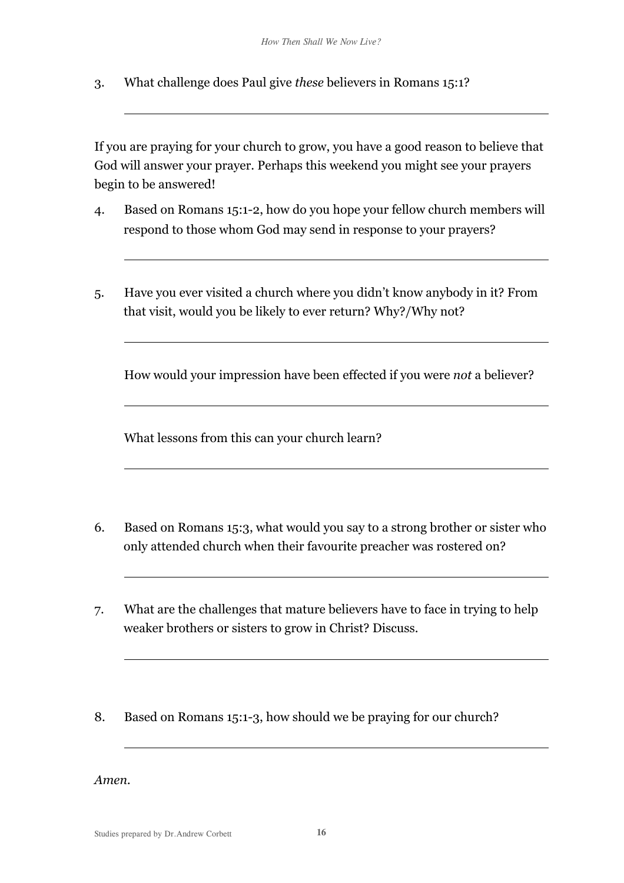3. What challenge does Paul give *these* believers in Romans 15:1?

If you are praying for your church to grow, you have a good reason to believe that God will answer your prayer. Perhaps this weekend you might see your prayers begin to be answered!

4. Based on Romans 15:1-2, how do you hope your fellow church members will respond to those whom God may send in response to your prayers?

5. Have you ever visited a church where you didn't know anybody in it? From that visit, would you be likely to ever return? Why?/Why not?

   How would your impression have been effected if you were *not* a believer?

   What lessons from this can your church learn?

6. Based on Romans 15:3, what would you say to a strong brother or sister who only attended church when their favourite preacher was rostered on?

7. What are the challenges that mature believers have to face in trying to help weaker brothers or sisters to grow in Christ? Discuss.

8. Based on Romans 15:1-3, how should we be praying for our church?

*Amen.*